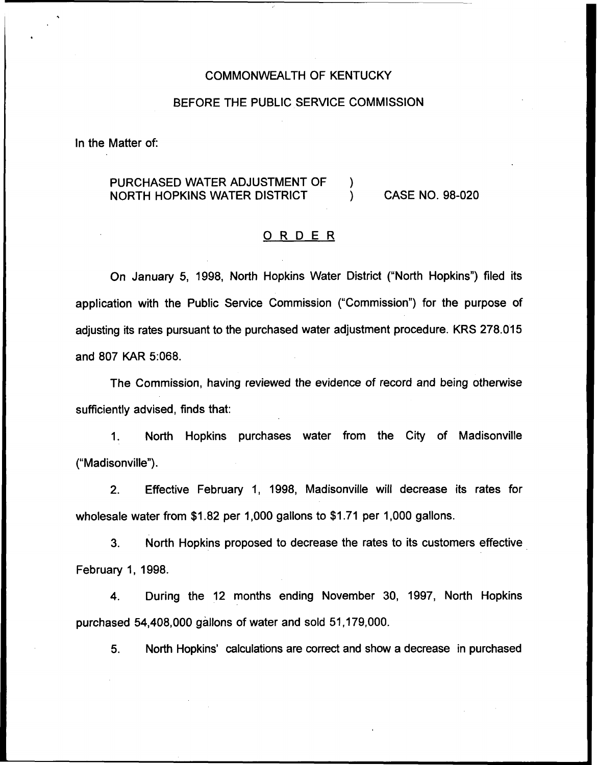COMMONWEALTH OF KENTUCKY

BEFORE THE PUBLIC SERVICE COMMISSION

In the Matter of:

PURCHASED WATER ADJUSTMENT OF NORTH HOPKINS WATER DISTRICT ) ) CASE NO. 98-020

## ORDER

On January 5, 1998, North Hopkins Water District ("North Hopkins") filed its application with the Public Service Commission ("Commission") for the purpose of adjusting its rates pursuant to the purchased water adjustment procedure. KRS 278.015 and 807 KAR 5:068.

The Commission, having reviewed the evidence of record and being otherwise sufficiently advised, finds that:

1. North Hopkins purchases water from the City of Madisonville ("Madisonville").

2. Effective February 1, 1998, Madisonville will decrease its rates for wholesale water from $1.82 per 1,000 gallons to $1.71 per 1,000 gallons.

3. North Hopkins proposed to decrease the rates to its customers effective February 1, 1998.

4. During the 12 months ending November 30, 1997, North Hopkins purchased 54,408,000 gallons of water and sold 51,179,000.

5. North Hopkins' calculations are correct and show a decrease in purchased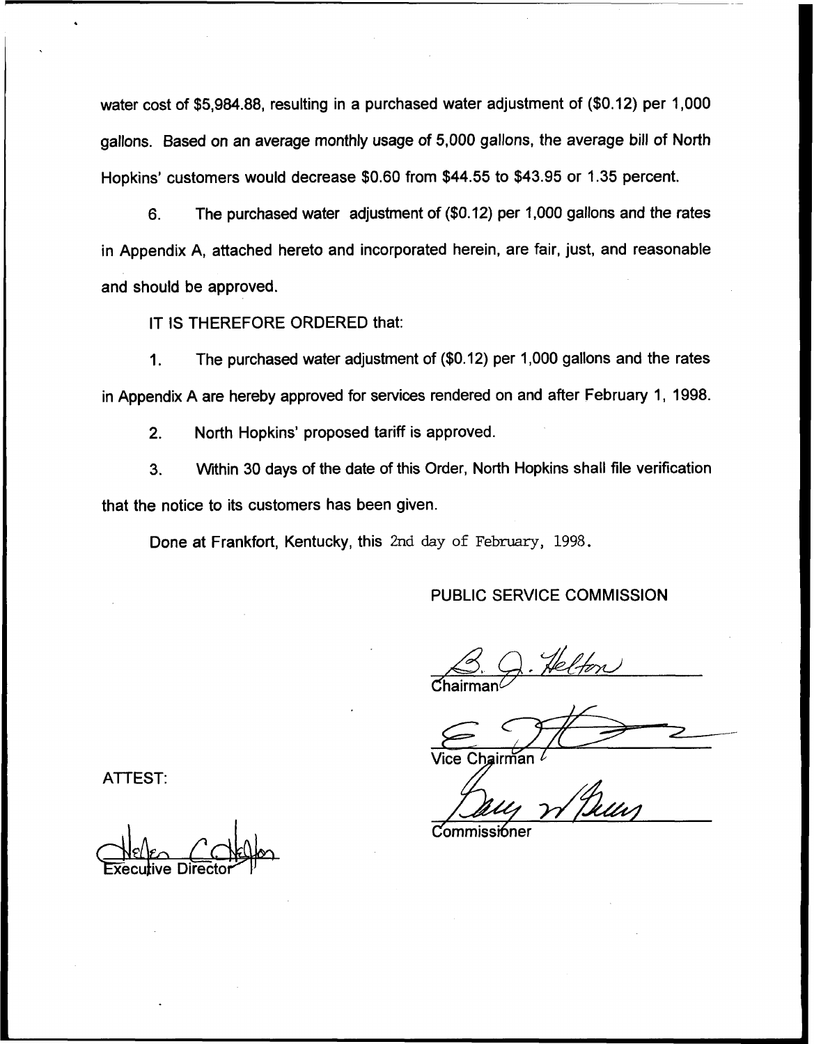water cost of $5,984.88, resulting in a purchased water adjustment of ($0.12) per 1,000 gallons. Based on an average monthly usage of 5,000 gallons, the average bill of North Hopkins' customers would decrease $0.60 from $44.55 to $43.95 or 1.35 percent.

6. The purchased water adjustment of ($0.12) per 1,000 gallons and the rates in Appendix A, attached hereto and incorporated herein, are fair, just, and reasonable and should be approved.

IT IS THEREFORE ORDERED that:

1. The purchased water adjustment of ($0.12) per 1,000 gallons and the rates in Appendix A are hereby approved for services rendered on and after February 1, 1998.

2. North Hopkins' proposed tariff is approved.

3. Within 30 days of the date of this Order, North Hopkins shall file verification that the notice to its customers has been given.

Done at Frankfort, Kentucky, this 2nd day of February, 1998.

PUBLIC SERVICE COMMISSION

Chairman

Vice Chairman

Commissioner

ATTEST:

Executive Director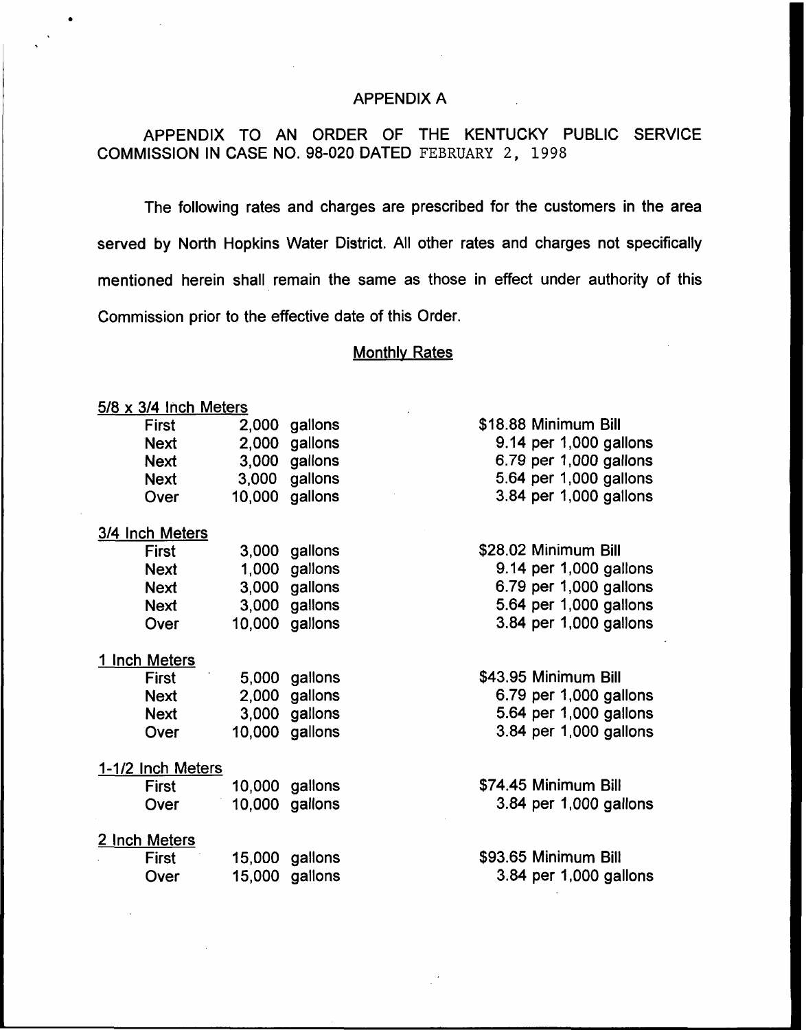# APPENDIX A

APPENDIX TO AN ORDER OF THE KENTUCKY PUBLIC SERVICE COMMISSION IN CASE NO. 98-020 DATED FEBRUARY 2, 1998

The following rates and charges are prescribed for the customers in the area served by North Hopkins Water District. All other rates and charges not specifically mentioned herein shall remain the same as those in effect under authority of this Commission prior to the effective date of this Order.

## Monthly Rates

| | | |
|---|---|---|
| **5/8 x 3/4 Inch Meters** | | |
| First | 2,000 gallons | $18.88 Minimum Bill |
| Next | 2,000 gallons | 9.14 per 1,000 gallons |
| Next | 3,000 gallons | 6.79 per 1,000 gallons |
| Next | 3,000 gallons | 5.64 per 1,000 gallons |
| Over | 10,000 gallons | 3.84 per 1,000 gallons |
| **3/4 Inch Meters** | | |
| First | 3,000 gallons | $28.02 Minimum Bill |
| Next | 1,000 gallons | 9.14 per 1,000 gallons |
| Next | 3,000 gallons | 6.79 per 1,000 gallons |
| Next | 3,000 gallons | 5.64 per 1,000 gallons |
| Over | 10,000 gallons | 3.84 per 1,000 gallons |
| **1 Inch Meters** | | |
| First | 5,000 gallons | $43.95 Minimum Bill |
| Next | 2,000 gallons | 6.79 per 1,000 gallons |
| Next | 3,000 gallons | 5.64 per 1,000 gallons |
| Over | 10,000 gallons | 3.84 per 1,000 gallons |
| **1-1/2 Inch Meters** | | |
| First | 10,000 gallons | $74.45 Minimum Bill |
| Over | 10,000 gallons | 3.84 per 1,000 gallons |
| **2 Inch Meters** | | |
| First | 15,000 gallons | $93.65 Minimum Bill |
| Over | 15,000 gallons | 3.84 per 1,000 gallons |